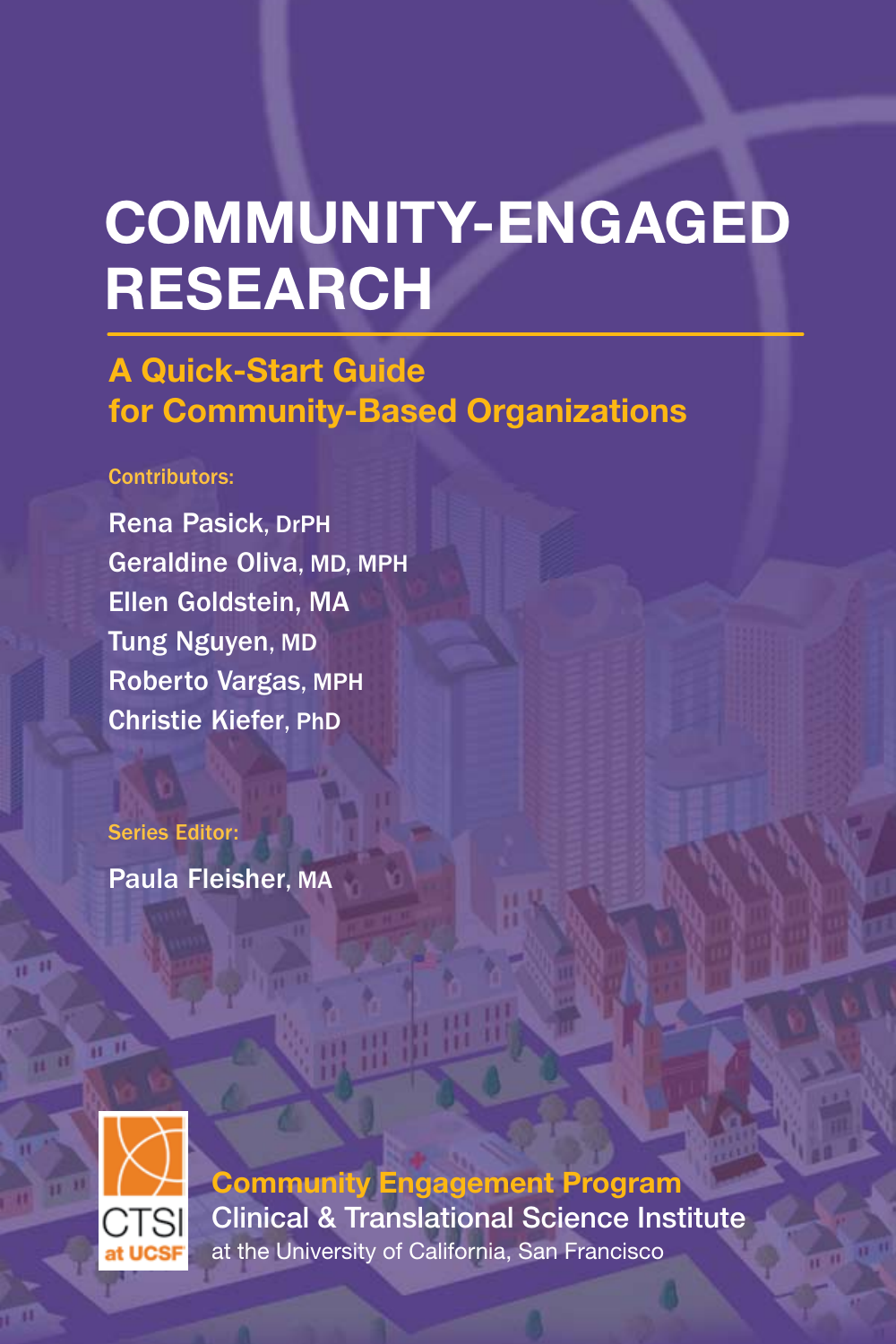# COMMUNITY-ENGAGED RESEARCH

## A Quick-Start Guide for Community-Based Organizations

Contributors:

Rena Pasick, DrPH
Geraldine Oliva, MD, MPH
Ellen Goldstein, MA
Tung Nguyen, MD
Roberto Vargas, MPH
Christie Kiefer, PhD

Series Editor:

Paula Fleisher, MA

CTSI at UCSF

**Community Engagement Program**
Clinical & Translational Science Institute
at the University of California, San Francisco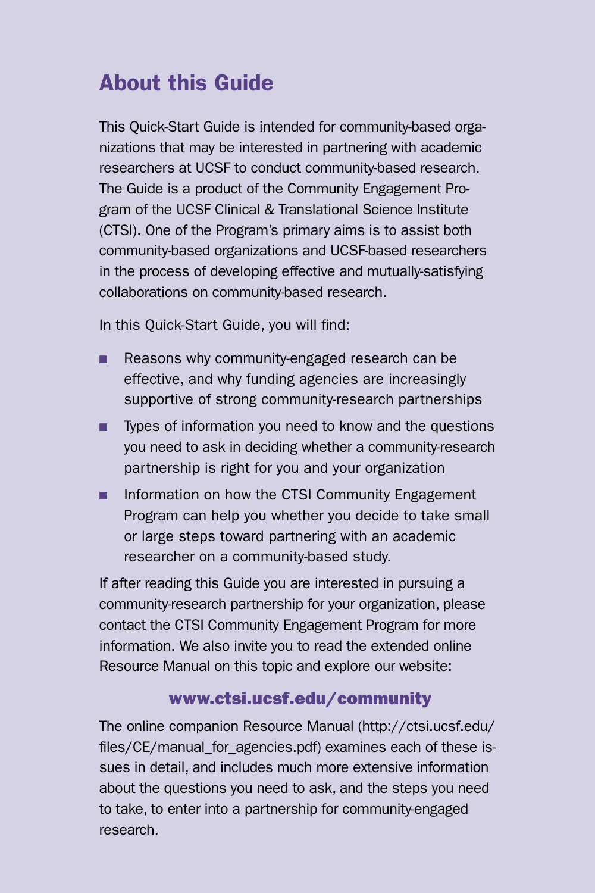## About this Guide

This Quick-Start Guide is intended for community-based organizations that may be interested in partnering with academic researchers at UCSF to conduct community-based research. The Guide is a product of the Community Engagement Program of the UCSF Clinical & Translational Science Institute (CTSI). One of the Program's primary aims is to assist both community-based organizations and UCSF-based researchers in the process of developing effective and mutually-satisfying collaborations on community-based research.

In this Quick-Start Guide, you will find:

- Reasons why community-engaged research can be effective, and why funding agencies are increasingly supportive of strong community-research partnerships
- Types of information you need to know and the questions you need to ask in deciding whether a community-research partnership is right for you and your organization
- Information on how the CTSI Community Engagement Program can help you whether you decide to take small or large steps toward partnering with an academic researcher on a community-based study.

If after reading this Guide you are interested in pursuing a community-research partnership for your organization, please contact the CTSI Community Engagement Program for more information. We also invite you to read the extended online Resource Manual on this topic and explore our website:

**www.ctsi.ucsf.edu/community**

The online companion Resource Manual (http://ctsi.ucsf.edu/files/CE/manual_for_agencies.pdf) examines each of these issues in detail, and includes much more extensive information about the questions you need to ask, and the steps you need to take, to enter into a partnership for community-engaged research.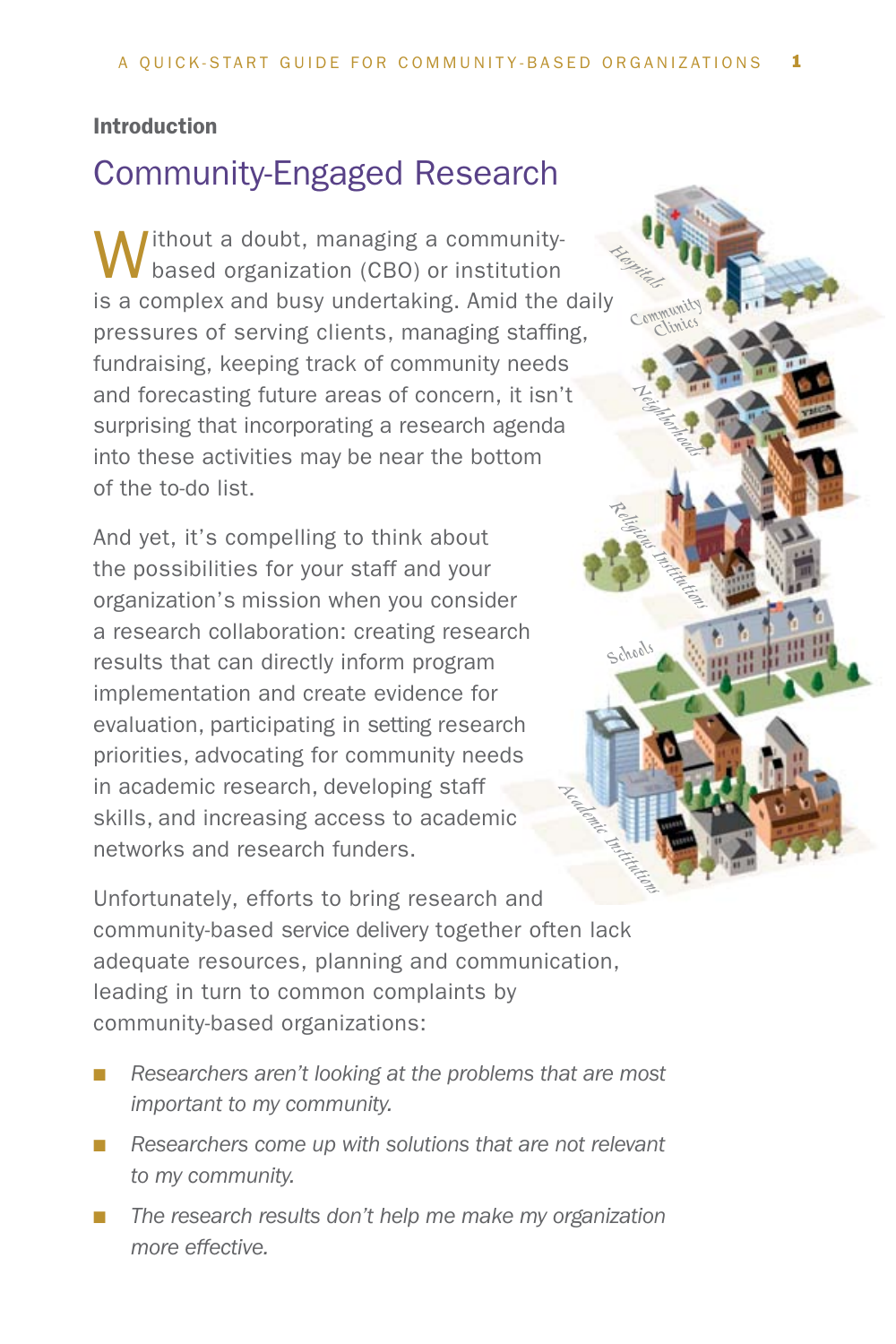**Introduction**

# Community-Engaged Research

Without a doubt, managing a community-based organization (CBO) or institution is a complex and busy undertaking. Amid the daily pressures of serving clients, managing staffing, fundraising, keeping track of community needs and forecasting future areas of concern, it isn't surprising that incorporating a research agenda into these activities may be near the bottom of the to-do list.

And yet, it's compelling to think about the possibilities for your staff and your organization's mission when you consider a research collaboration: creating research results that can directly inform program implementation and create evidence for evaluation, participating in setting research priorities, advocating for community needs in academic research, developing staff skills, and increasing access to academic networks and research funders.

Unfortunately, efforts to bring research and community-based service delivery together often lack adequate resources, planning and communication, leading in turn to common complaints by community-based organizations:

- *Researchers aren't looking at the problems that are most important to my community.*
- *Researchers come up with solutions that are not relevant to my community.*
- *The research results don't help me make my organization more effective.*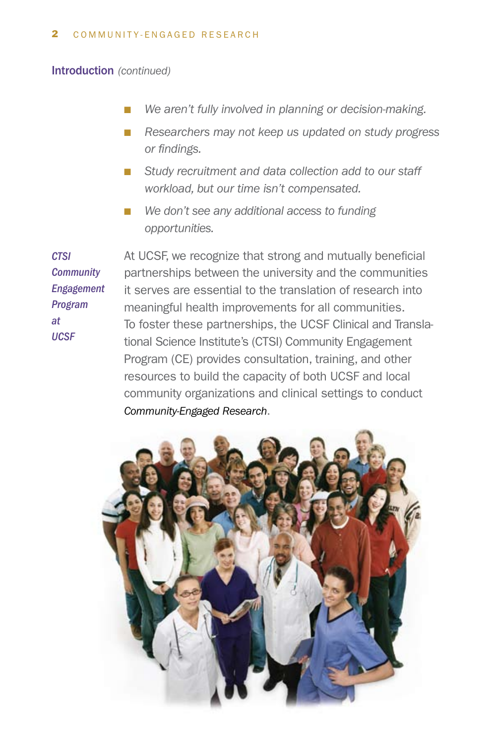## Introduction *(continued)*

- *We aren't fully involved in planning or decision-making.*
- *Researchers may not keep us updated on study progress or findings.*
- *Study recruitment and data collection add to our staff workload, but our time isn't compensated.*
- *We don't see any additional access to funding opportunities.*

***CTSI Community Engagement Program at UCSF***

At UCSF, we recognize that strong and mutually beneficial partnerships between the university and the communities it serves are essential to the translation of research into meaningful health improvements for all communities. To foster these partnerships, the UCSF Clinical and Translational Science Institute's (CTSI) Community Engagement Program (CE) provides consultation, training, and other resources to build the capacity of both UCSF and local community organizations and clinical settings to conduct *Community-Engaged Research*.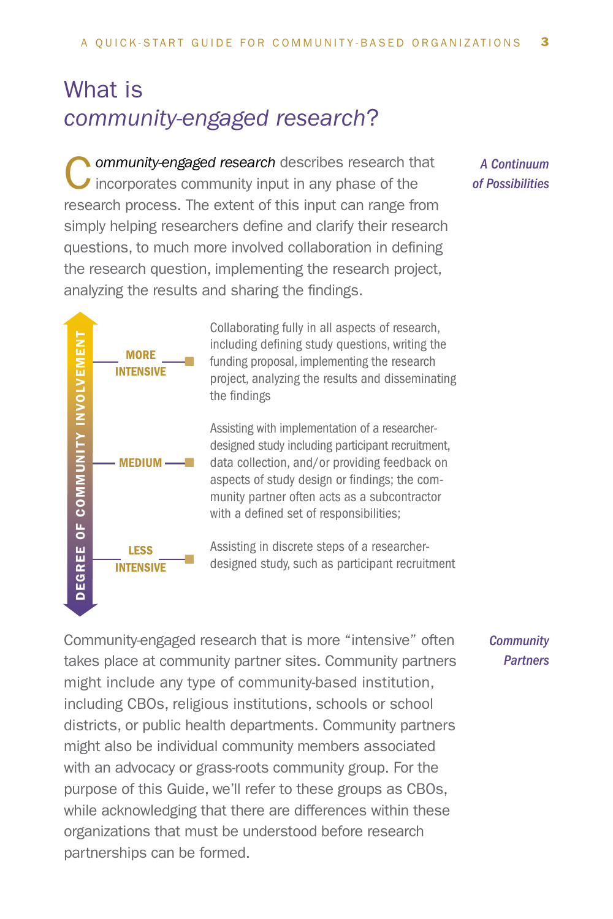# What is *community-engaged research*?

*A Continuum of Possibilities*

***Community-engaged research*** describes research that incorporates community input in any phase of the research process. The extent of this input can range from simply helping researchers define and clarify their research questions, to much more involved collaboration in defining the research question, implementing the research project, analyzing the results and sharing the findings.

**DEGREE OF COMMUNITY INVOLVEMENT**

- **MORE INTENSIVE** — Collaborating fully in all aspects of research, including defining study questions, writing the funding proposal, implementing the research project, analyzing the results and disseminating the findings
- **MEDIUM** — Assisting with implementation of a researcher-designed study including participant recruitment, data collection, and/or providing feedback on aspects of study design or findings; the community partner often acts as a subcontractor with a defined set of responsibilities;
- **LESS INTENSIVE** — Assisting in discrete steps of a researcher-designed study, such as participant recruitment

*Community Partners*

Community-engaged research that is more "intensive" often takes place at community partner sites. Community partners might include any type of community-based institution, including CBOs, religious institutions, schools or school districts, or public health departments. Community partners might also be individual community members associated with an advocacy or grass-roots community group. For the purpose of this Guide, we'll refer to these groups as CBOs, while acknowledging that there are differences within these organizations that must be understood before research partnerships can be formed.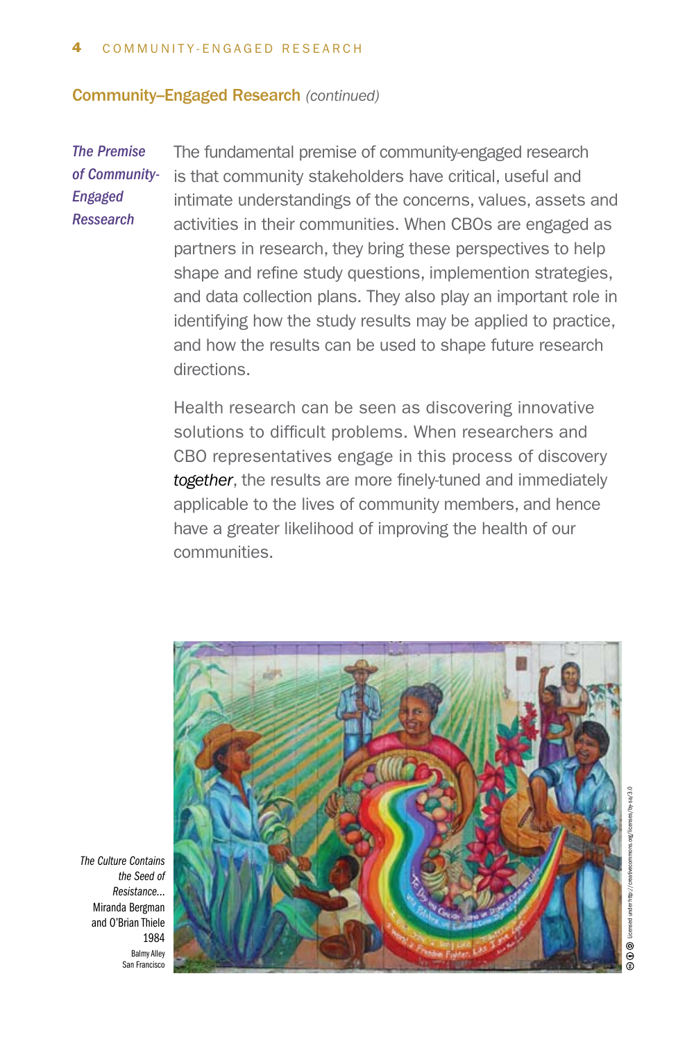## Community–Engaged Research *(continued)*

***The Premise of Community-Engaged Ressearch***

The fundamental premise of community-engaged research is that community stakeholders have critical, useful and intimate understandings of the concerns, values, assets and activities in their communities. When CBOs are engaged as partners in research, they bring these perspectives to help shape and refine study questions, implemention strategies, and data collection plans. They also play an important role in identifying how the study results may be applied to practice, and how the results can be used to shape future research directions.

Health research can be seen as discovering innovative solutions to difficult problems. When researchers and CBO representatives engage in this process of discovery *together*, the results are more finely-tuned and immediately applicable to the lives of community members, and hence have a greater likelihood of improving the health of our communities.

*The Culture Contains the Seed of Resistance...*
Miranda Bergman and O'Brian Thiele
1984
Balmy Alley
San Francisco

Licensed under http://creativecommons.org/licenses/by-sa/3.0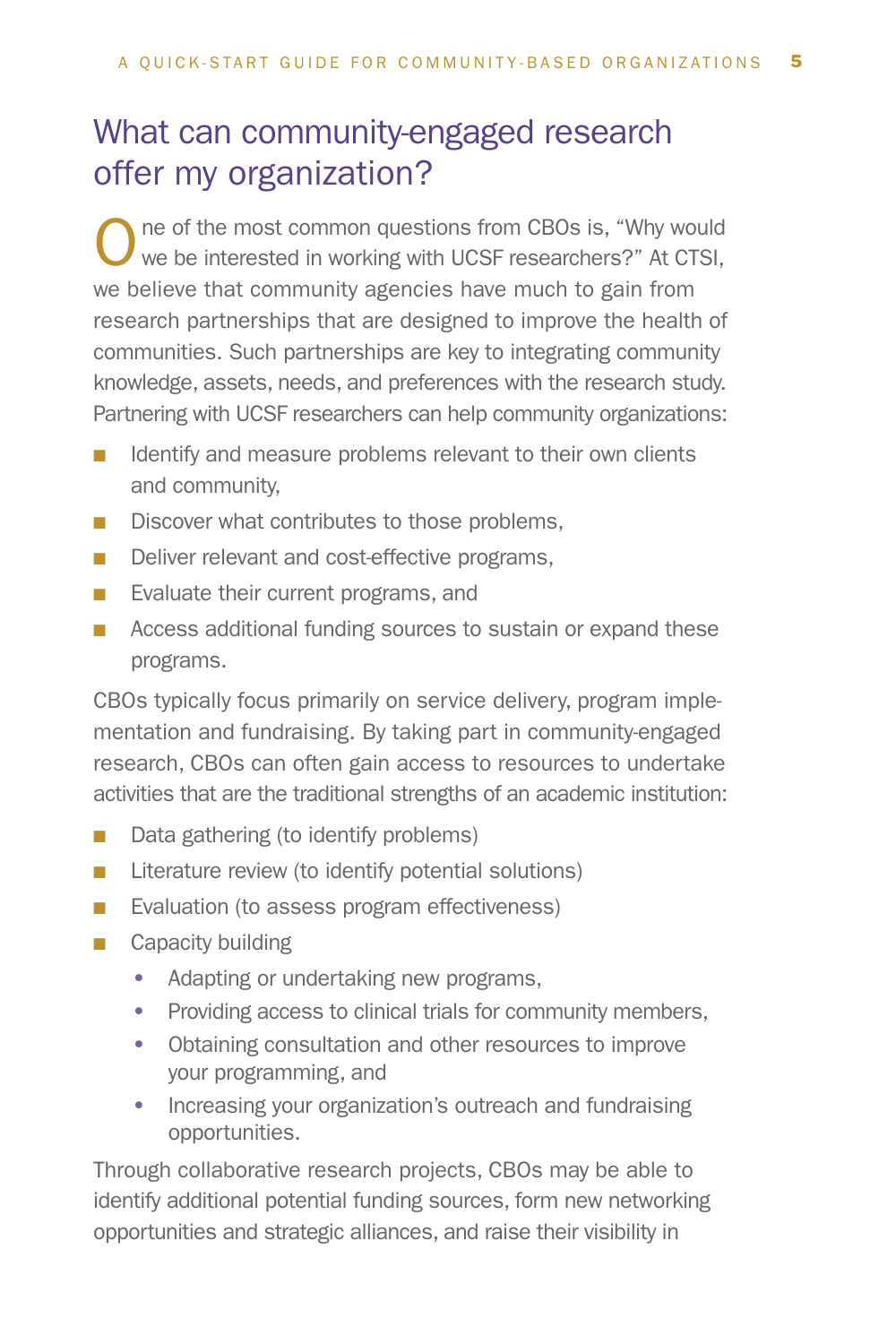## What can community-engaged research offer my organization?

One of the most common questions from CBOs is, "Why would we be interested in working with UCSF researchers?" At CTSI, we believe that community agencies have much to gain from research partnerships that are designed to improve the health of communities. Such partnerships are key to integrating community knowledge, assets, needs, and preferences with the research study. Partnering with UCSF researchers can help community organizations:

- Identify and measure problems relevant to their own clients and community,
- Discover what contributes to those problems,
- Deliver relevant and cost-effective programs,
- Evaluate their current programs, and
- Access additional funding sources to sustain or expand these programs.

CBOs typically focus primarily on service delivery, program implementation and fundraising. By taking part in community-engaged research, CBOs can often gain access to resources to undertake activities that are the traditional strengths of an academic institution:

- Data gathering (to identify problems)
- Literature review (to identify potential solutions)
- Evaluation (to assess program effectiveness)
- Capacity building
  - Adapting or undertaking new programs,
  - Providing access to clinical trials for community members,
  - Obtaining consultation and other resources to improve your programming, and
  - Increasing your organization's outreach and fundraising opportunities.

Through collaborative research projects, CBOs may be able to identify additional potential funding sources, form new networking opportunities and strategic alliances, and raise their visibility in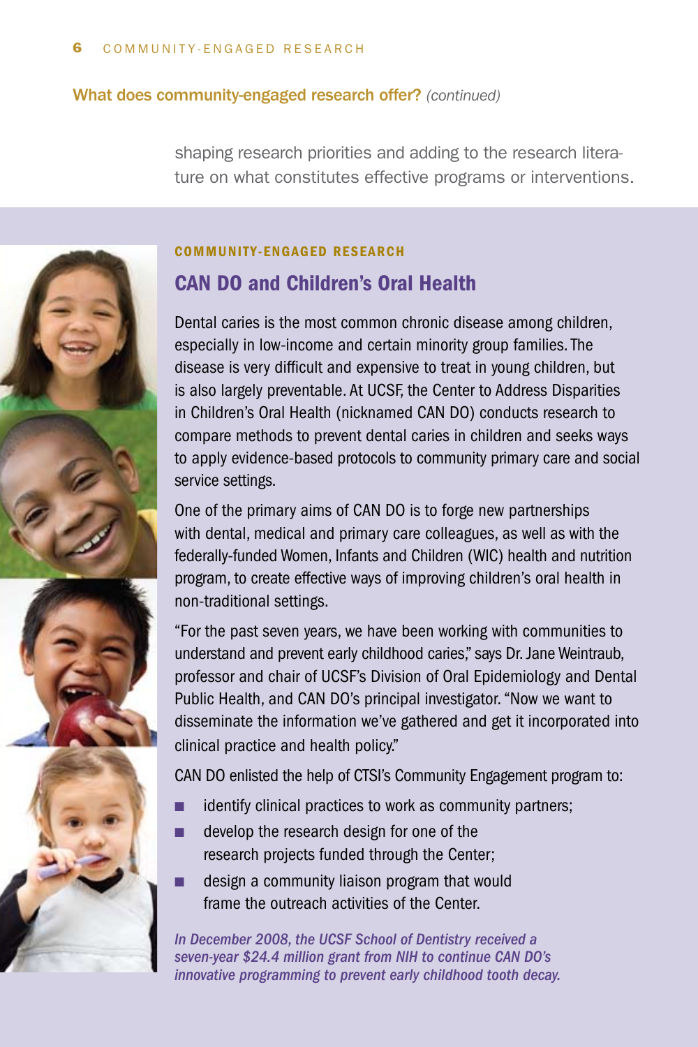### What does community-engaged research offer? *(continued)*

shaping research priorities and adding to the research literature on what constitutes effective programs or interventions.

**COMMUNITY-ENGAGED RESEARCH**

## CAN DO and Children's Oral Health

Dental caries is the most common chronic disease among children, especially in low-income and certain minority group families. The disease is very difficult and expensive to treat in young children, but is also largely preventable. At UCSF, the Center to Address Disparities in Children's Oral Health (nicknamed CAN DO) conducts research to compare methods to prevent dental caries in children and seeks ways to apply evidence-based protocols to community primary care and social service settings.

One of the primary aims of CAN DO is to forge new partnerships with dental, medical and primary care colleagues, as well as with the federally-funded Women, Infants and Children (WIC) health and nutrition program, to create effective ways of improving children's oral health in non-traditional settings.

"For the past seven years, we have been working with communities to understand and prevent early childhood caries," says Dr. Jane Weintraub, professor and chair of UCSF's Division of Oral Epidemiology and Dental Public Health, and CAN DO's principal investigator. "Now we want to disseminate the information we've gathered and get it incorporated into clinical practice and health policy."

CAN DO enlisted the help of CTSI's Community Engagement program to:

- identify clinical practices to work as community partners;
- develop the research design for one of the research projects funded through the Center;
- design a community liaison program that would frame the outreach activities of the Center.

*In December 2008, the UCSF School of Dentistry received a seven-year $24.4 million grant from NIH to continue CAN DO's innovative programming to prevent early childhood tooth decay.*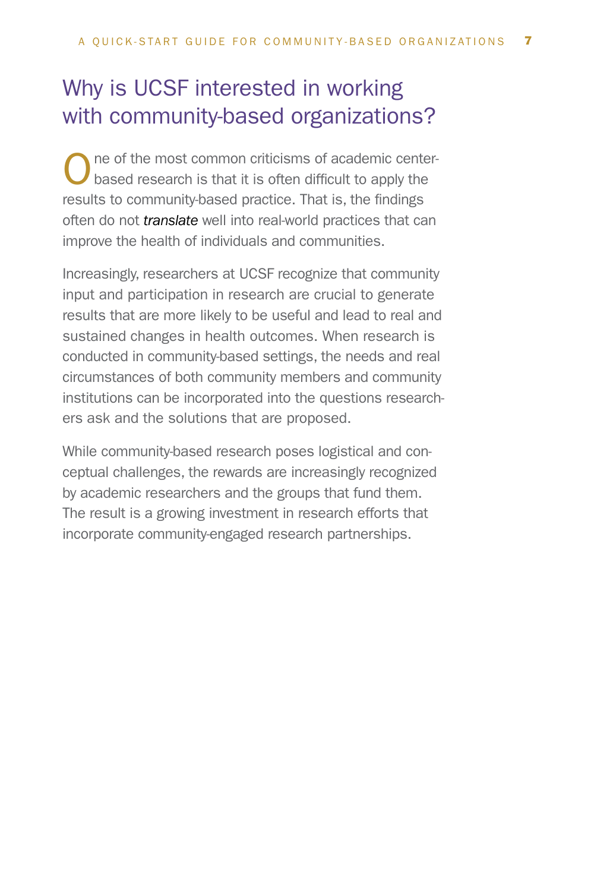## Why is UCSF interested in working with community-based organizations?

One of the most common criticisms of academic center-based research is that it is often difficult to apply the results to community-based practice. That is, the findings often do not *translate* well into real-world practices that can improve the health of individuals and communities.

Increasingly, researchers at UCSF recognize that community input and participation in research are crucial to generate results that are more likely to be useful and lead to real and sustained changes in health outcomes. When research is conducted in community-based settings, the needs and real circumstances of both community members and community institutions can be incorporated into the questions researchers ask and the solutions that are proposed.

While community-based research poses logistical and conceptual challenges, the rewards are increasingly recognized by academic researchers and the groups that fund them. The result is a growing investment in research efforts that incorporate community-engaged research partnerships.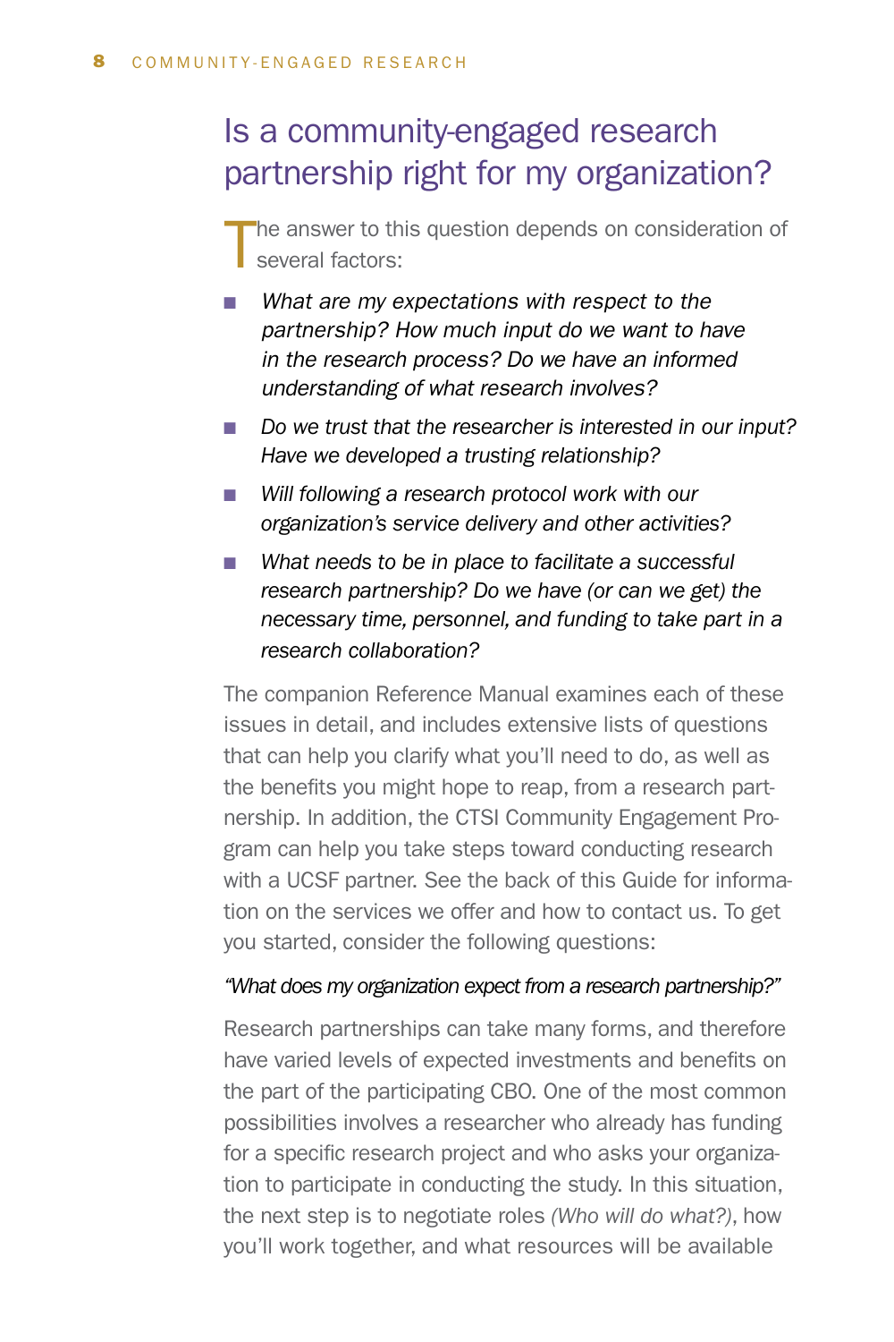## Is a community-engaged research partnership right for my organization?

The answer to this question depends on consideration of several factors:

- *What are my expectations with respect to the partnership? How much input do we want to have in the research process? Do we have an informed understanding of what research involves?*
- *Do we trust that the researcher is interested in our input? Have we developed a trusting relationship?*
- *Will following a research protocol work with our organization's service delivery and other activities?*
- *What needs to be in place to facilitate a successful research partnership? Do we have (or can we get) the necessary time, personnel, and funding to take part in a research collaboration?*

The companion Reference Manual examines each of these issues in detail, and includes extensive lists of questions that can help you clarify what you'll need to do, as well as the benefits you might hope to reap, from a research partnership. In addition, the CTSI Community Engagement Program can help you take steps toward conducting research with a UCSF partner. See the back of this Guide for information on the services we offer and how to contact us. To get you started, consider the following questions:

*"What does my organization expect from a research partnership?"*

Research partnerships can take many forms, and therefore have varied levels of expected investments and benefits on the part of the participating CBO. One of the most common possibilities involves a researcher who already has funding for a specific research project and who asks your organization to participate in conducting the study. In this situation, the next step is to negotiate roles *(Who will do what?)*, how you'll work together, and what resources will be available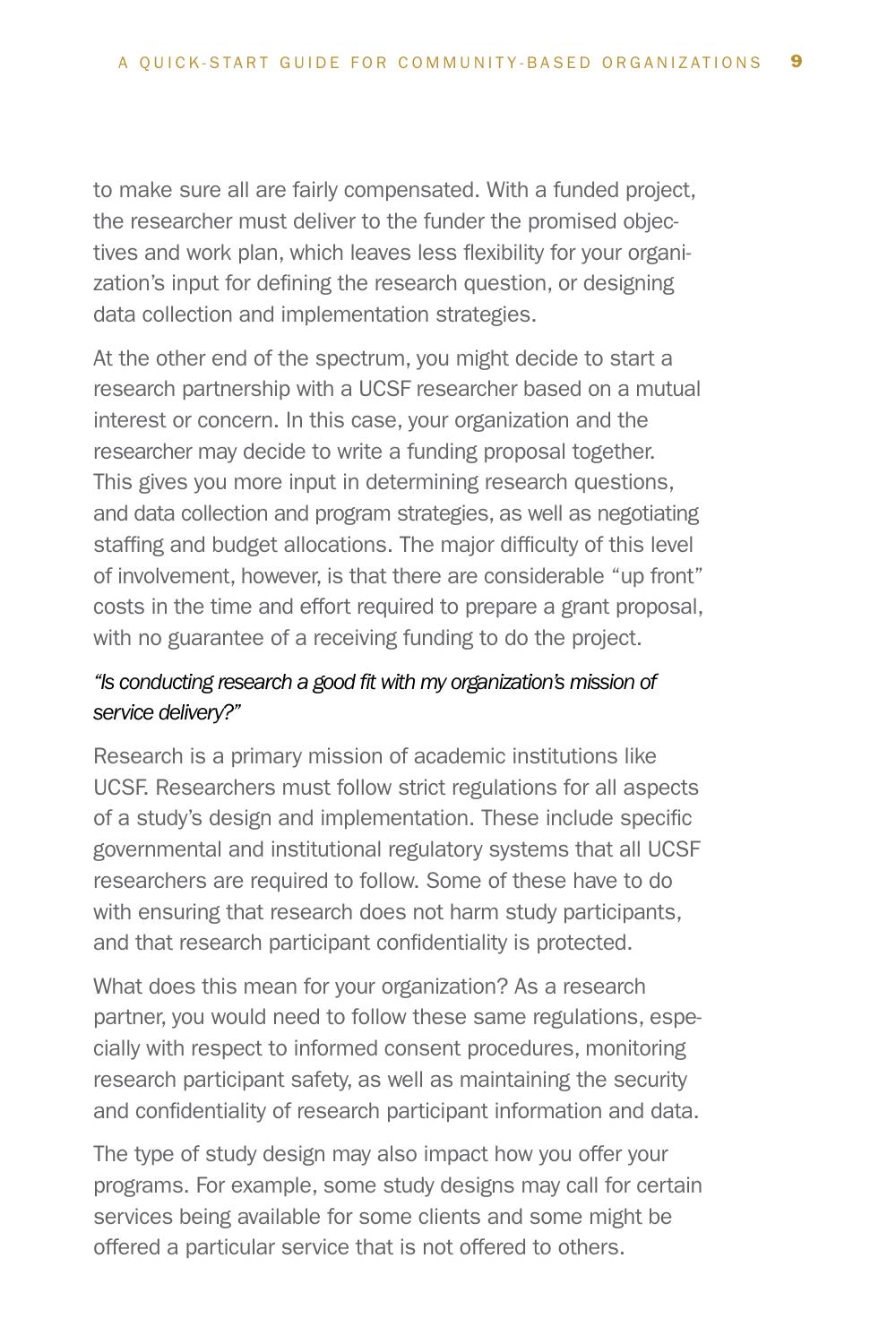to make sure all are fairly compensated. With a funded project, the researcher must deliver to the funder the promised objectives and work plan, which leaves less flexibility for your organization's input for defining the research question, or designing data collection and implementation strategies.

At the other end of the spectrum, you might decide to start a research partnership with a UCSF researcher based on a mutual interest or concern. In this case, your organization and the researcher may decide to write a funding proposal together. This gives you more input in determining research questions, and data collection and program strategies, as well as negotiating staffing and budget allocations. The major difficulty of this level of involvement, however, is that there are considerable "up front" costs in the time and effort required to prepare a grant proposal, with no guarantee of a receiving funding to do the project.

*"Is conducting research a good fit with my organization's mission of service delivery?"*

Research is a primary mission of academic institutions like UCSF. Researchers must follow strict regulations for all aspects of a study's design and implementation. These include specific governmental and institutional regulatory systems that all UCSF researchers are required to follow. Some of these have to do with ensuring that research does not harm study participants, and that research participant confidentiality is protected.

What does this mean for your organization? As a research partner, you would need to follow these same regulations, especially with respect to informed consent procedures, monitoring research participant safety, as well as maintaining the security and confidentiality of research participant information and data.

The type of study design may also impact how you offer your programs. For example, some study designs may call for certain services being available for some clients and some might be offered a particular service that is not offered to others.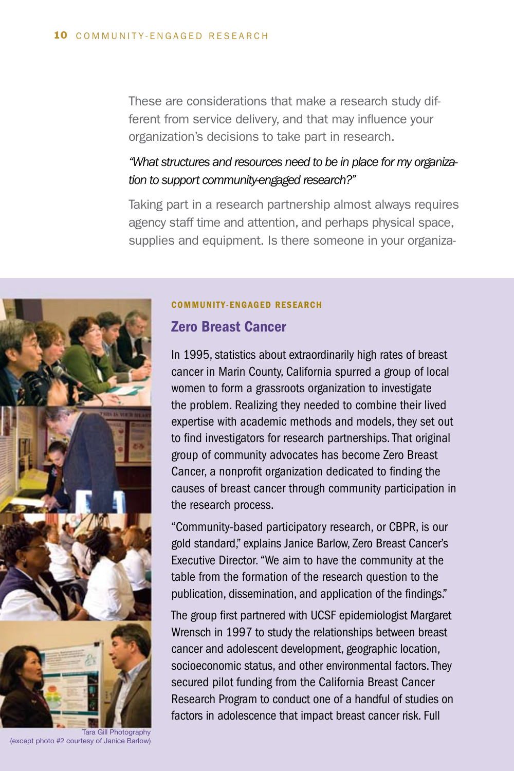These are considerations that make a research study different from service delivery, and that may influence your organization's decisions to take part in research.

*"What structures and resources need to be in place for my organization to support community-engaged research?"*

Taking part in a research partnership almost always requires agency staff time and attention, and perhaps physical space, supplies and equipment. Is there someone in your organiza-

**COMMUNITY-ENGAGED RESEARCH**

## Zero Breast Cancer

In 1995, statistics about extraordinarily high rates of breast cancer in Marin County, California spurred a group of local women to form a grassroots organization to investigate the problem. Realizing they needed to combine their lived expertise with academic methods and models, they set out to find investigators for research partnerships. That original group of community advocates has become Zero Breast Cancer, a nonprofit organization dedicated to finding the causes of breast cancer through community participation in the research process.

"Community-based participatory research, or CBPR, is our gold standard," explains Janice Barlow, Zero Breast Cancer's Executive Director. "We aim to have the community at the table from the formation of the research question to the publication, dissemination, and application of the findings."

The group first partnered with UCSF epidemiologist Margaret Wrensch in 1997 to study the relationships between breast cancer and adolescent development, geographic location, socioeconomic status, and other environmental factors. They secured pilot funding from the California Breast Cancer Research Program to conduct one of a handful of studies on factors in adolescence that impact breast cancer risk. Full

Tara Gill Photography
(except photo #2 courtesy of Janice Barlow)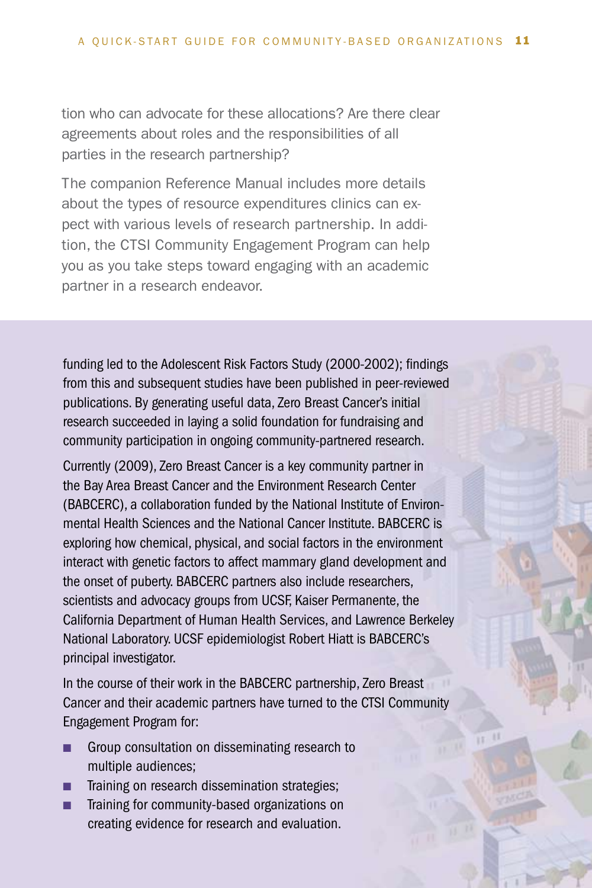tion who can advocate for these allocations? Are there clear agreements about roles and the responsibilities of all parties in the research partnership?

The companion Reference Manual includes more details about the types of resource expenditures clinics can expect with various levels of research partnership. In addition, the CTSI Community Engagement Program can help you as you take steps toward engaging with an academic partner in a research endeavor.

funding led to the Adolescent Risk Factors Study (2000-2002); findings from this and subsequent studies have been published in peer-reviewed publications. By generating useful data, Zero Breast Cancer's initial research succeeded in laying a solid foundation for fundraising and community participation in ongoing community-partnered research.

Currently (2009), Zero Breast Cancer is a key community partner in the Bay Area Breast Cancer and the Environment Research Center (BABCERC), a collaboration funded by the National Institute of Environmental Health Sciences and the National Cancer Institute. BABCERC is exploring how chemical, physical, and social factors in the environment interact with genetic factors to affect mammary gland development and the onset of puberty. BABCERC partners also include researchers, scientists and advocacy groups from UCSF, Kaiser Permanente, the California Department of Human Health Services, and Lawrence Berkeley National Laboratory. UCSF epidemiologist Robert Hiatt is BABCERC's principal investigator.

In the course of their work in the BABCERC partnership, Zero Breast Cancer and their academic partners have turned to the CTSI Community Engagement Program for:

- Group consultation on disseminating research to multiple audiences;
- Training on research dissemination strategies;
- Training for community-based organizations on creating evidence for research and evaluation.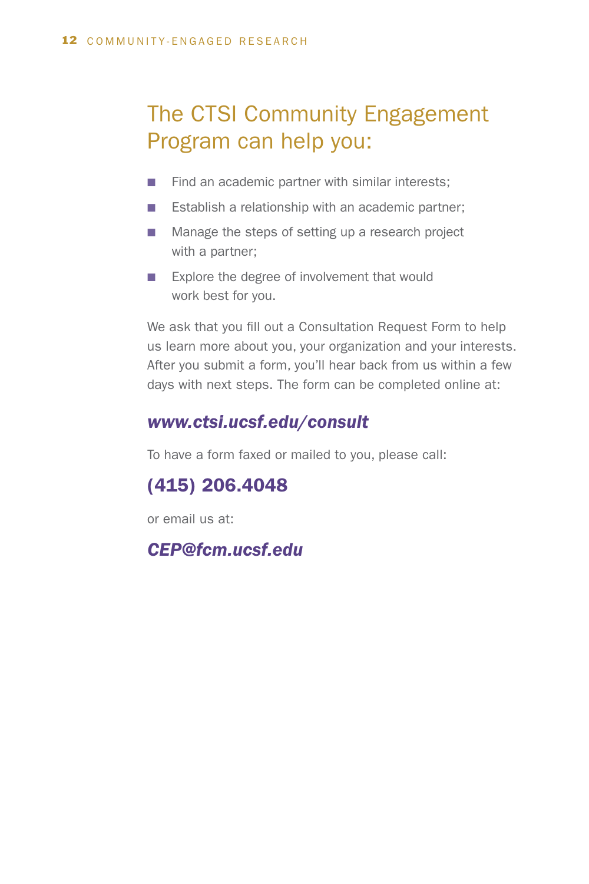## The CTSI Community Engagement Program can help you:

- Find an academic partner with similar interests;
- Establish a relationship with an academic partner;
- Manage the steps of setting up a research project with a partner;
- Explore the degree of involvement that would work best for you.

We ask that you fill out a Consultation Request Form to help us learn more about you, your organization and your interests. After you submit a form, you'll hear back from us within a few days with next steps. The form can be completed online at:

***www.ctsi.ucsf.edu/consult***

To have a form faxed or mailed to you, please call:

**(415) 206.4048**

or email us at:

***CEP@fcm.ucsf.edu***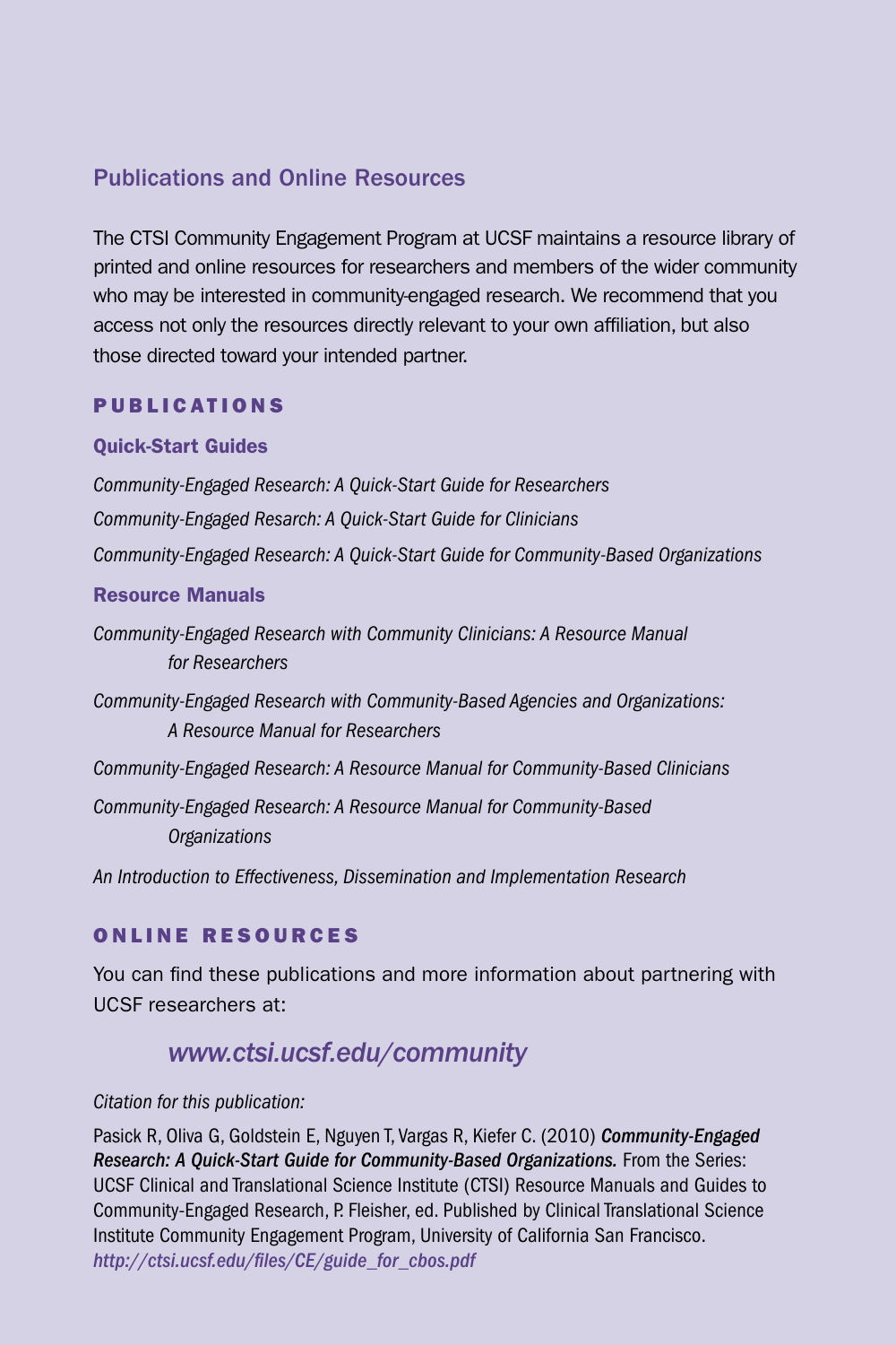## Publications and Online Resources

The CTSI Community Engagement Program at UCSF maintains a resource library of printed and online resources for researchers and members of the wider community who may be interested in community-engaged research. We recommend that you access not only the resources directly relevant to your own affiliation, but also those directed toward your intended partner.

### PUBLICATIONS

#### Quick-Start Guides

*Community-Engaged Research: A Quick-Start Guide for Researchers*

*Community-Engaged Resarch: A Quick-Start Guide for Clinicians*

*Community-Engaged Research: A Quick-Start Guide for Community-Based Organizations*

#### Resource Manuals

*Community-Engaged Research with Community Clinicians: A Resource Manual for Researchers*

*Community-Engaged Research with Community-Based Agencies and Organizations: A Resource Manual for Researchers*

*Community-Engaged Research: A Resource Manual for Community-Based Clinicians*

*Community-Engaged Research: A Resource Manual for Community-Based Organizations*

*An Introduction to Effectiveness, Dissemination and Implementation Research*

### ONLINE RESOURCES

You can find these publications and more information about partnering with UCSF researchers at:

*www.ctsi.ucsf.edu/community*

*Citation for this publication:*

Pasick R, Oliva G, Goldstein E, Nguyen T, Vargas R, Kiefer C. (2010) ***Community-Engaged Research: A Quick-Start Guide for Community-Based Organizations.*** From the Series: UCSF Clinical and Translational Science Institute (CTSI) Resource Manuals and Guides to Community-Engaged Research, P. Fleisher, ed. Published by Clinical Translational Science Institute Community Engagement Program, University of California San Francisco. *http://ctsi.ucsf.edu/files/CE/guide_for_cbos.pdf*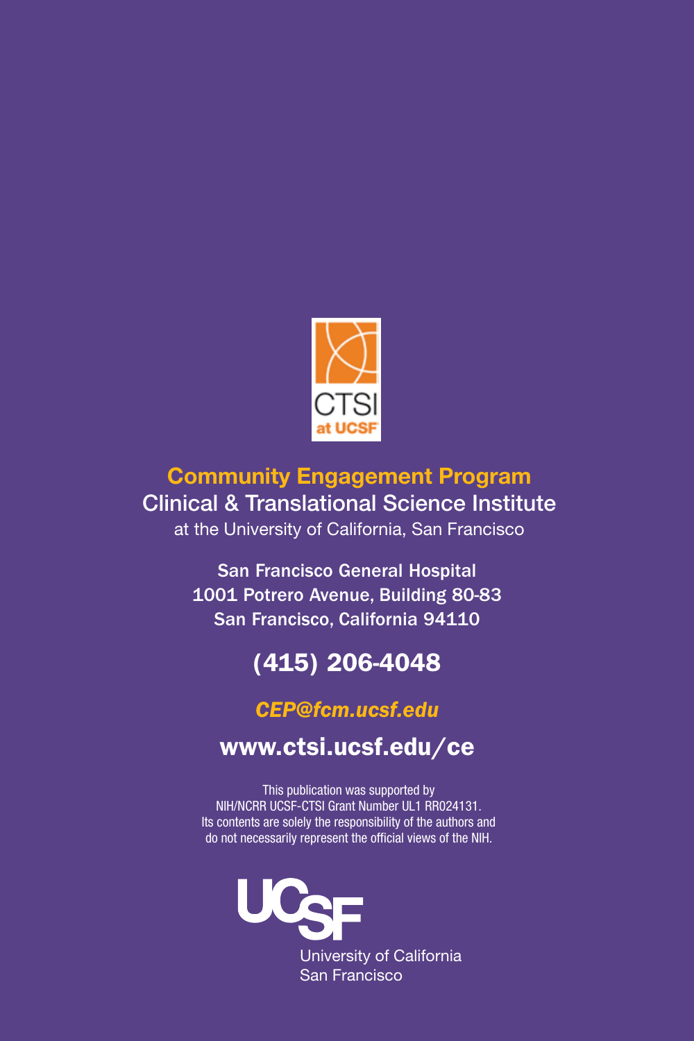CTSI
at UCSF

**Community Engagement Program**

Clinical & Translational Science Institute

at the University of California, San Francisco

San Francisco General Hospital
1001 Potrero Avenue, Building 80-83
San Francisco, California 94110

**(415) 206-4048**

***CEP@fcm.ucsf.edu***

**www.ctsi.ucsf.edu/ce**

This publication was supported by
NIH/NCRR UCSF-CTSI Grant Number UL1 RR024131.
Its contents are solely the responsibility of the authors and
do not necessarily represent the official views of the NIH.

UCSF
University of California
San Francisco